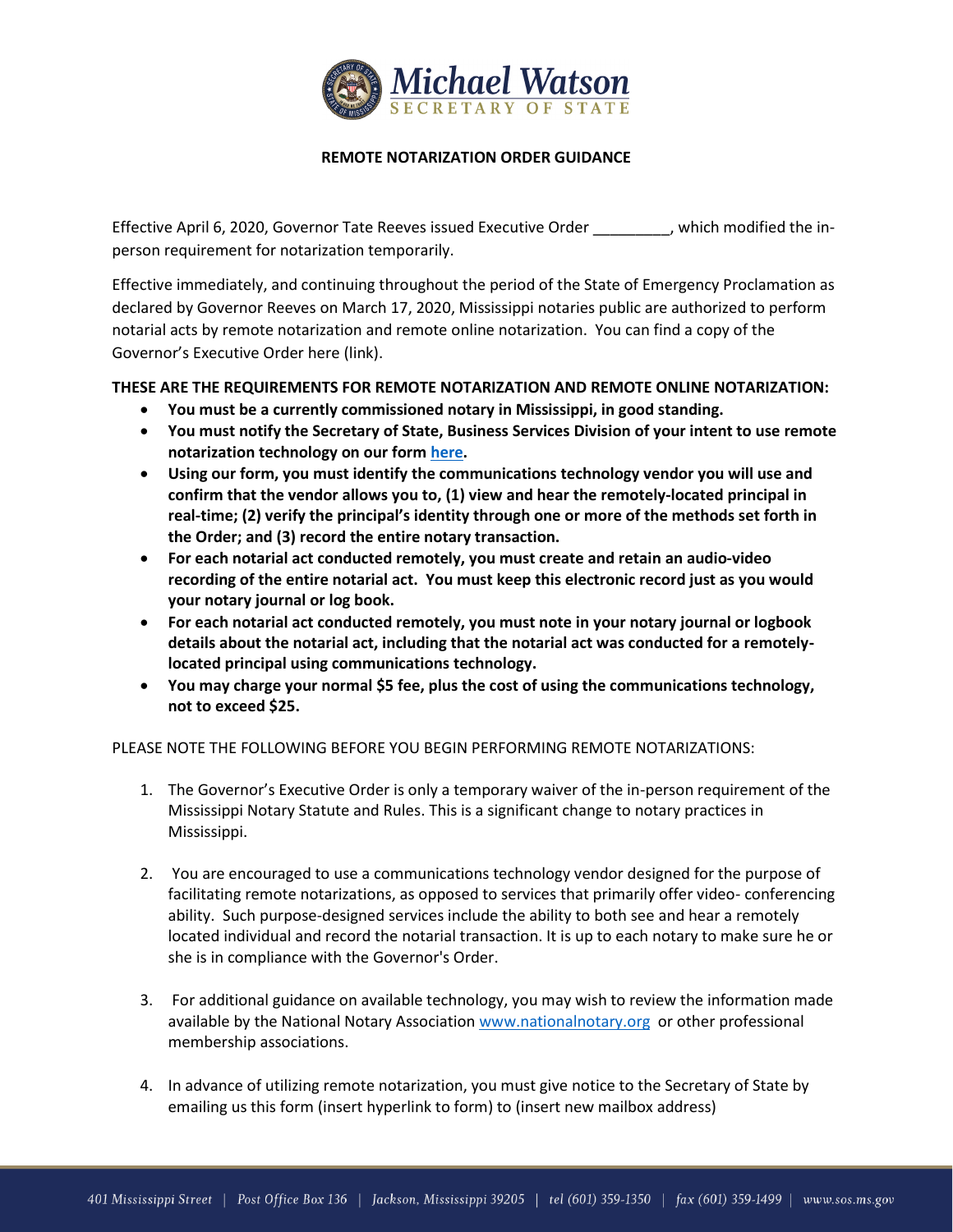# Michael Watson
## SECRETARY OF STATE

### REMOTE NOTARIZATION ORDER GUIDANCE

Effective April 6, 2020, Governor Tate Reeves issued Executive Order _________, which modified the in-person requirement for notarization temporarily.

Effective immediately, and continuing throughout the period of the State of Emergency Proclamation as declared by Governor Reeves on March 17, 2020, Mississippi notaries public are authorized to perform notarial acts by remote notarization and remote online notarization. You can find a copy of the Governor's Executive Order here (link).

**THESE ARE THE REQUIREMENTS FOR REMOTE NOTARIZATION AND REMOTE ONLINE NOTARIZATION:**

- **You must be a currently commissioned notary in Mississippi, in good standing.**
- **You must notify the Secretary of State, Business Services Division of your intent to use remote notarization technology on our form here.**
- **Using our form, you must identify the communications technology vendor you will use and confirm that the vendor allows you to, (1) view and hear the remotely-located principal in real-time; (2) verify the principal's identity through one or more of the methods set forth in the Order; and (3) record the entire notary transaction.**
- **For each notarial act conducted remotely, you must create and retain an audio-video recording of the entire notarial act. You must keep this electronic record just as you would your notary journal or log book.**
- **For each notarial act conducted remotely, you must note in your notary journal or logbook details about the notarial act, including that the notarial act was conducted for a remotely-located principal using communications technology.**
- **You may charge your normal $5 fee, plus the cost of using the communications technology, not to exceed $25.**

PLEASE NOTE THE FOLLOWING BEFORE YOU BEGIN PERFORMING REMOTE NOTARIZATIONS:

1. The Governor's Executive Order is only a temporary waiver of the in-person requirement of the Mississippi Notary Statute and Rules. This is a significant change to notary practices in Mississippi.

2. You are encouraged to use a communications technology vendor designed for the purpose of facilitating remote notarizations, as opposed to services that primarily offer video- conferencing ability. Such purpose-designed services include the ability to both see and hear a remotely located individual and record the notarial transaction. It is up to each notary to make sure he or she is in compliance with the Governor's Order.

3. For additional guidance on available technology, you may wish to review the information made available by the National Notary Association www.nationalnotary.org or other professional membership associations.

4. In advance of utilizing remote notarization, you must give notice to the Secretary of State by emailing us this form (insert hyperlink to form) to (insert new mailbox address)

401 Mississippi Street | Post Office Box 136 | Jackson, Mississippi 39205 | tel (601) 359-1350 | fax (601) 359-1499 | www.sos.ms.gov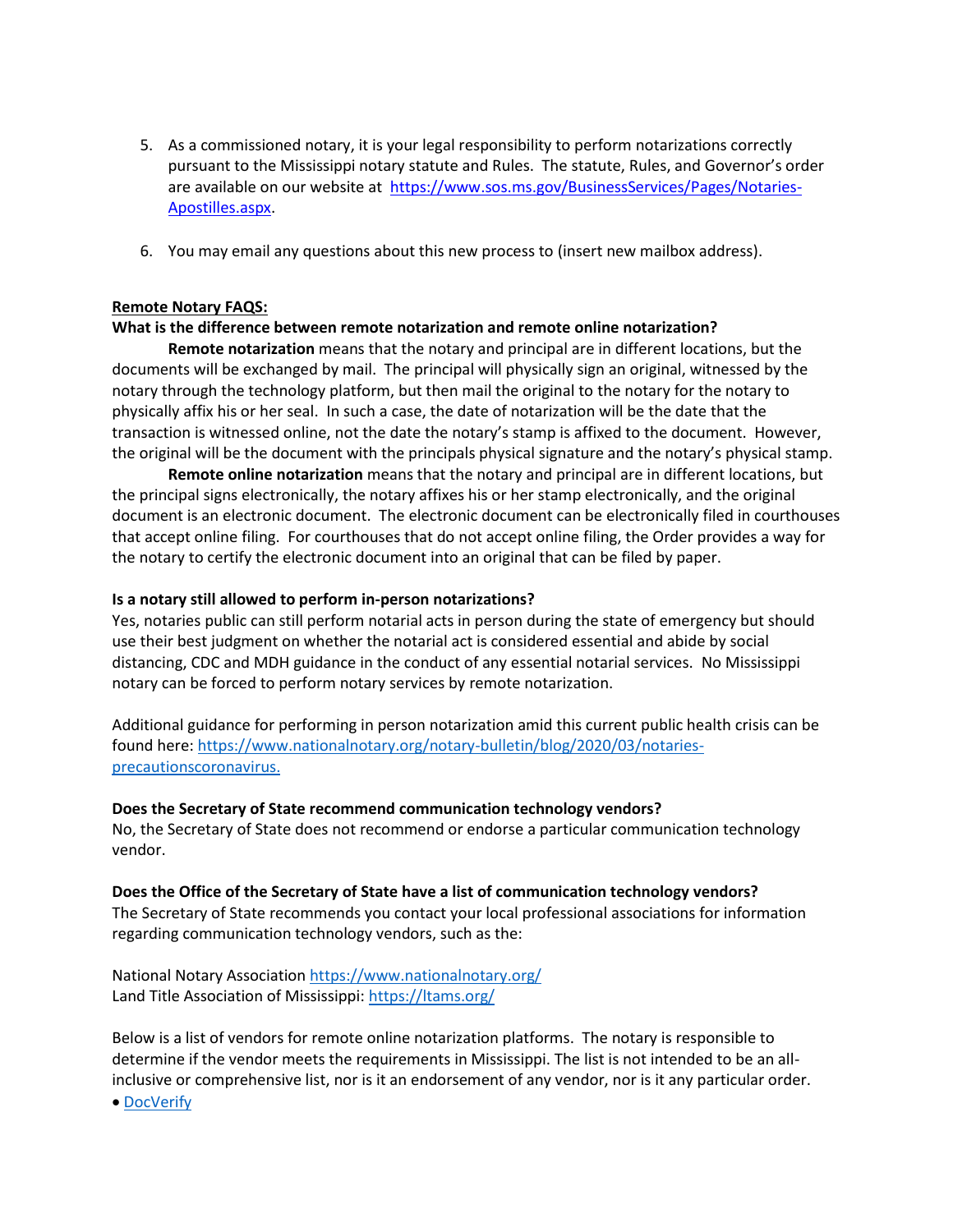5. As a commissioned notary, it is your legal responsibility to perform notarizations correctly pursuant to the Mississippi notary statute and Rules. The statute, Rules, and Governor's order are available on our website at [https://www.sos.ms.gov/BusinessServices/Pages/Notaries-Apostilles.aspx](https://www.sos.ms.gov/BusinessServices/Pages/Notaries-Apostilles.aspx).

6. You may email any questions about this new process to (insert new mailbox address).

**Remote Notary FAQS:**

**What is the difference between remote notarization and remote online notarization?**

**Remote notarization** means that the notary and principal are in different locations, but the documents will be exchanged by mail. The principal will physically sign an original, witnessed by the notary through the technology platform, but then mail the original to the notary for the notary to physically affix his or her seal. In such a case, the date of notarization will be the date that the transaction is witnessed online, not the date the notary's stamp is affixed to the document. However, the original will be the document with the principals physical signature and the notary's physical stamp.

**Remote online notarization** means that the notary and principal are in different locations, but the principal signs electronically, the notary affixes his or her stamp electronically, and the original document is an electronic document. The electronic document can be electronically filed in courthouses that accept online filing. For courthouses that do not accept online filing, the Order provides a way for the notary to certify the electronic document into an original that can be filed by paper.

**Is a notary still allowed to perform in-person notarizations?**

Yes, notaries public can still perform notarial acts in person during the state of emergency but should use their best judgment on whether the notarial act is considered essential and abide by social distancing, CDC and MDH guidance in the conduct of any essential notarial services. No Mississippi notary can be forced to perform notary services by remote notarization.

Additional guidance for performing in person notarization amid this current public health crisis can be found here: [https://www.nationalnotary.org/notary-bulletin/blog/2020/03/notaries-precautionscoronavirus.](https://www.nationalnotary.org/notary-bulletin/blog/2020/03/notaries-precautionscoronavirus)

**Does the Secretary of State recommend communication technology vendors?**

No, the Secretary of State does not recommend or endorse a particular communication technology vendor.

**Does the Office of the Secretary of State have a list of communication technology vendors?**

The Secretary of State recommends you contact your local professional associations for information regarding communication technology vendors, such as the:

National Notary Association [https://www.nationalnotary.org/](https://www.nationalnotary.org/)
Land Title Association of Mississippi: [https://ltams.org/](https://ltams.org/)

Below is a list of vendors for remote online notarization platforms. The notary is responsible to determine if the vendor meets the requirements in Mississippi. The list is not intended to be an all-inclusive or comprehensive list, nor is it an endorsement of any vendor, nor is it any particular order.

- DocVerify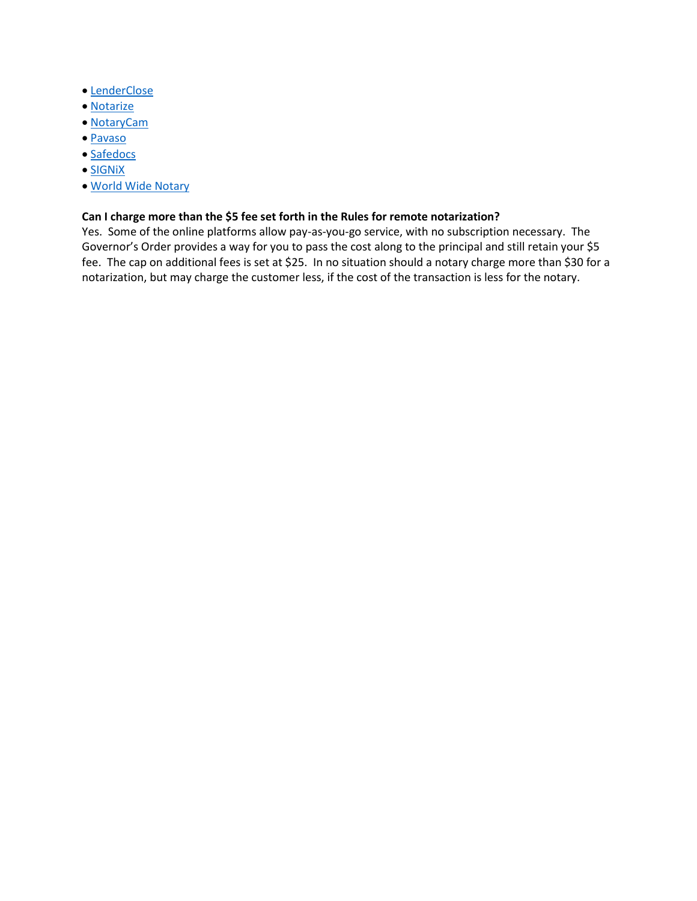- LenderClose
- Notarize
- NotaryCam
- Pavaso
- Safedocs
- SIGNiX
- World Wide Notary

**Can I charge more than the $5 fee set forth in the Rules for remote notarization?**

Yes. Some of the online platforms allow pay-as-you-go service, with no subscription necessary. The Governor's Order provides a way for you to pass the cost along to the principal and still retain your $5 fee. The cap on additional fees is set at $25. In no situation should a notary charge more than $30 for a notarization, but may charge the customer less, if the cost of the transaction is less for the notary.